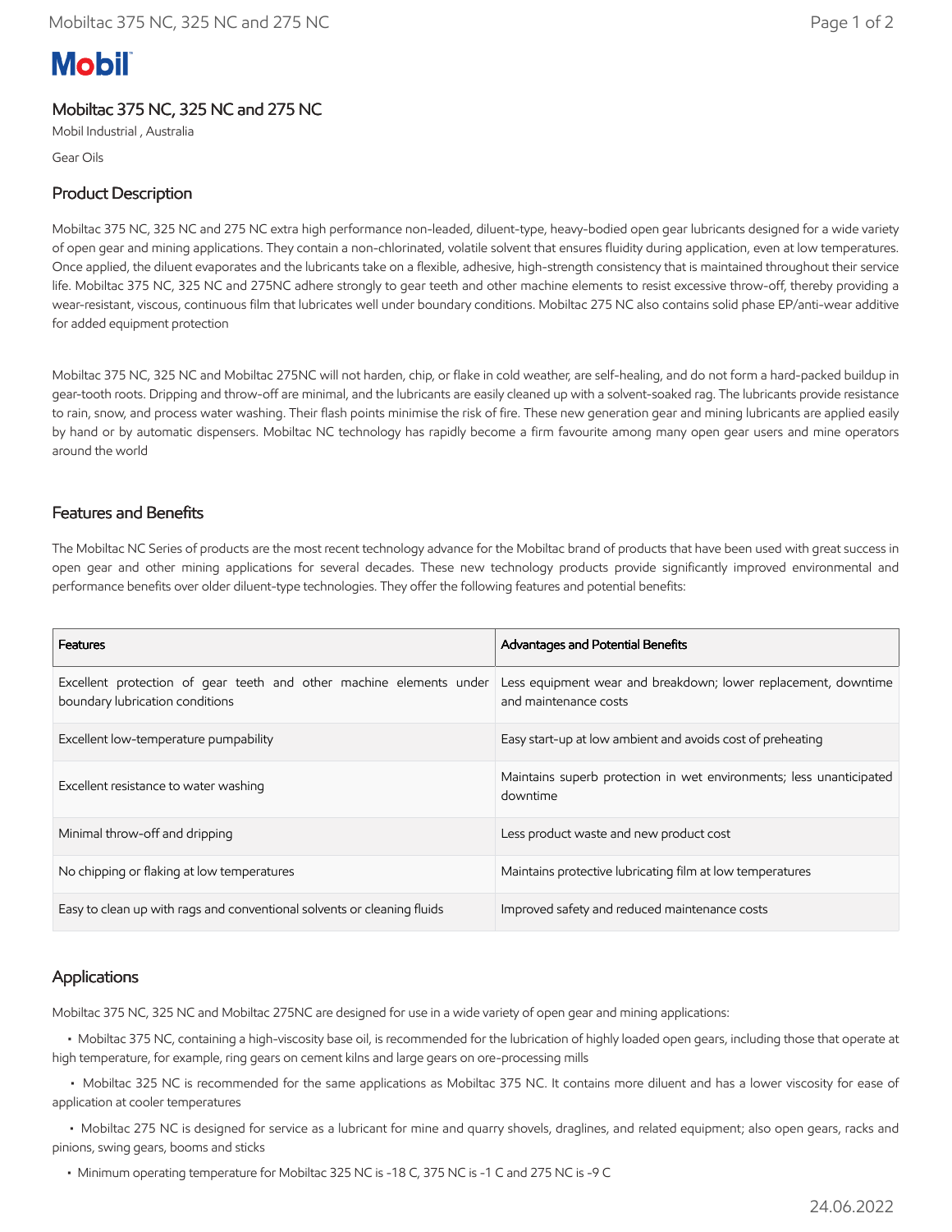Mobil

## Mobiltac 375 NC, 325 NC and 275 NC

Mobil Industrial , Australia

Gear Oils

## Product Description

Mobiltac 375 NC, 325 NC and 275 NC extra high performance non-leaded, diluent-type, heavy-bodied open gear lubricants designed for a wide variety of open gear and mining applications. They contain a non-chlorinated, volatile solvent that ensures fluidity during application, even at low temperatures. Once applied, the diluent evaporates and the lubricants take on a flexible, adhesive, high-strength consistency that is maintained throughout their service life. Mobiltac 375 NC, 325 NC and 275NC adhere strongly to gear teeth and other machine elements to resist excessive throw-off, thereby providing a wear-resistant, viscous, continuous film that lubricates well under boundary conditions. Mobiltac 275 NC also contains solid phase EP/anti-wear additive for added equipment protection

Mobiltac 375 NC, 325 NC and Mobiltac 275NC will not harden, chip, or flake in cold weather, are self-healing, and do not form a hard-packed buildup in gear-tooth roots. Dripping and throw-off are minimal, and the lubricants are easily cleaned up with a solvent-soaked rag. The lubricants provide resistance to rain, snow, and process water washing. Their flash points minimise the risk of fire. These new generation gear and mining lubricants are applied easily by hand or by automatic dispensers. Mobiltac NC technology has rapidly become a firm favourite among many open gear users and mine operators around the world

## Features and Benefits

The Mobiltac NC Series of products are the most recent technology advance for the Mobiltac brand of products that have been used with great success in open gear and other mining applications for several decades. These new technology products provide significantly improved environmental and performance benefits over older diluent-type technologies. They offer the following features and potential benefits:

| Features | Advantages and Potential Benefits |
|---|---|
| Excellent protection of gear teeth and other machine elements under boundary lubrication conditions | Less equipment wear and breakdown; lower replacement, downtime and maintenance costs |
| Excellent low-temperature pumpability | Easy start-up at low ambient and avoids cost of preheating |
| Excellent resistance to water washing | Maintains superb protection in wet environments; less unanticipated downtime |
| Minimal throw-off and dripping | Less product waste and new product cost |
| No chipping or flaking at low temperatures | Maintains protective lubricating film at low temperatures |
| Easy to clean up with rags and conventional solvents or cleaning fluids | Improved safety and reduced maintenance costs |

## Applications

Mobiltac 375 NC, 325 NC and Mobiltac 275NC are designed for use in a wide variety of open gear and mining applications:

- Mobiltac 375 NC, containing a high-viscosity base oil, is recommended for the lubrication of highly loaded open gears, including those that operate at high temperature, for example, ring gears on cement kilns and large gears on ore-processing mills
- Mobiltac 325 NC is recommended for the same applications as Mobiltac 375 NC. It contains more diluent and has a lower viscosity for ease of application at cooler temperatures
- Mobiltac 275 NC is designed for service as a lubricant for mine and quarry shovels, draglines, and related equipment; also open gears, racks and pinions, swing gears, booms and sticks
- Minimum operating temperature for Mobiltac 325 NC is -18 C, 375 NC is -1 C and 275 NC is -9 C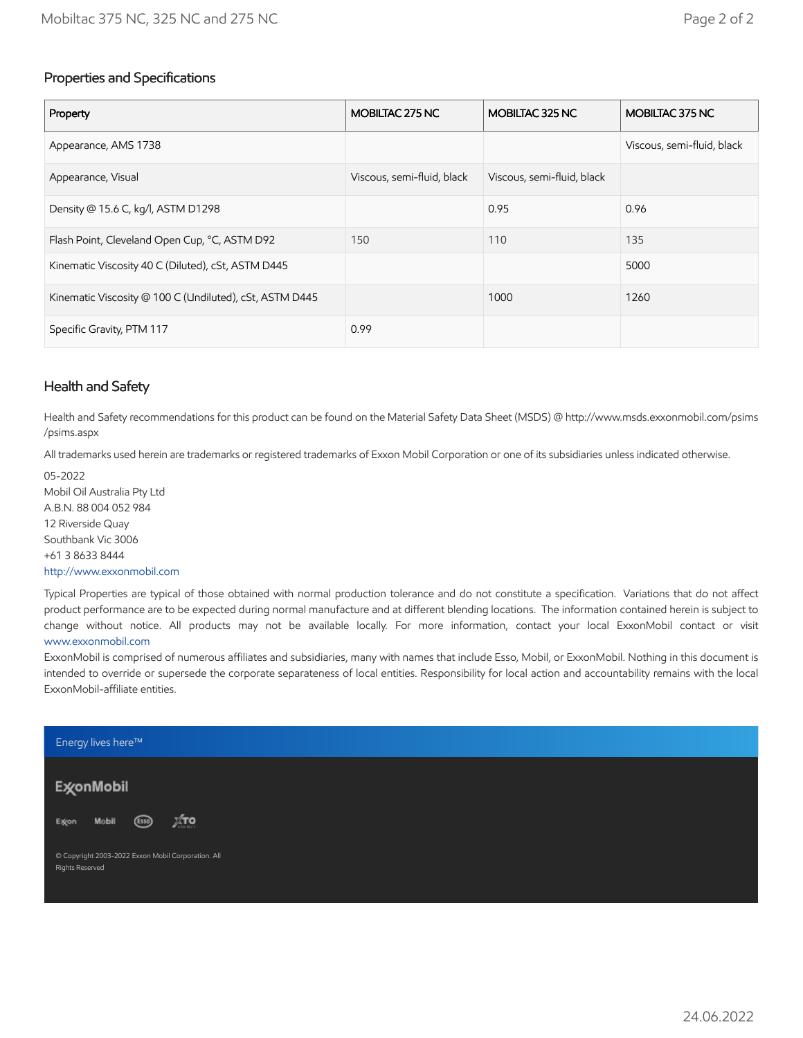## Properties and Specifications

| Property | MOBILTAC 275 NC | MOBILTAC 325 NC | MOBILTAC 375 NC |
|---|---|---|---|
| Appearance, AMS 1738 | | | Viscous, semi-fluid, black |
| Appearance, Visual | Viscous, semi-fluid, black | Viscous, semi-fluid, black | |
| Density @ 15.6 C, kg/l, ASTM D1298 | | 0.95 | 0.96 |
| Flash Point, Cleveland Open Cup, °C, ASTM D92 | 150 | 110 | 135 |
| Kinematic Viscosity 40 C (Diluted), cSt, ASTM D445 | | | 5000 |
| Kinematic Viscosity @ 100 C (Undiluted), cSt, ASTM D445 | | 1000 | 1260 |
| Specific Gravity, PTM 117 | 0.99 | | |

## Health and Safety

Health and Safety recommendations for this product can be found on the Material Safety Data Sheet (MSDS) @ http://www.msds.exxonmobil.com/psims/psims.aspx

All trademarks used herein are trademarks or registered trademarks of Exxon Mobil Corporation or one of its subsidiaries unless indicated otherwise.

05-2022
Mobil Oil Australia Pty Ltd
A.B.N. 88 004 052 984
12 Riverside Quay
Southbank Vic 3006
+61 3 8633 8444
http://www.exxonmobil.com

Typical Properties are typical of those obtained with normal production tolerance and do not constitute a specification. Variations that do not affect product performance are to be expected during normal manufacture and at different blending locations. The information contained herein is subject to change without notice. All products may not be available locally. For more information, contact your local ExxonMobil contact or visit www.exxonmobil.com

ExxonMobil is comprised of numerous affiliates and subsidiaries, many with names that include Esso, Mobil, or ExxonMobil. Nothing in this document is intended to override or supersede the corporate separateness of local entities. Responsibility for local action and accountability remains with the local ExxonMobil-affiliate entities.

Energy lives here™

ExxonMobil

Exxon Mobil Esso XTO

© Copyright 2003-2022 Exxon Mobil Corporation. All Rights Reserved

24.06.2022